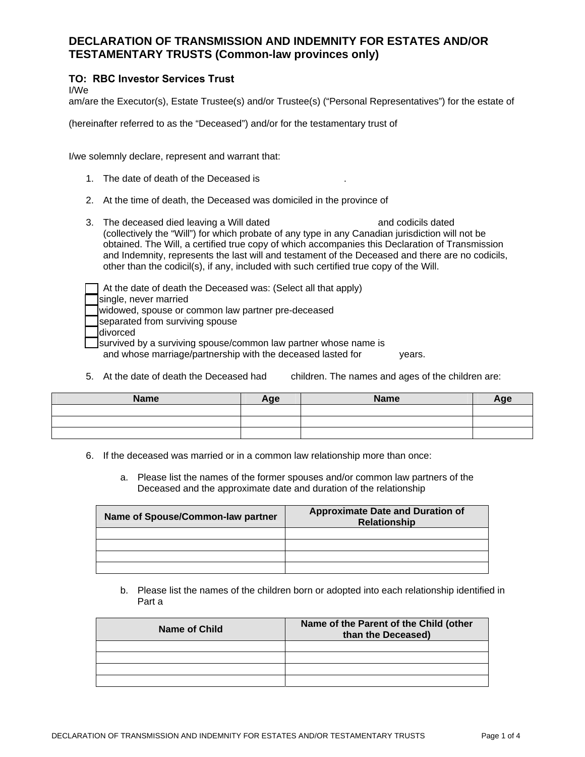## DECLARATION OF TRANSMISSION AND INDEMNITY FOR ESTATES AND/OR TESTAMENTARY TRUSTS (Common-law provinces only)

### TO: RBC Investor Services Trust

I/We

am/are the Executor(s), Estate Trustee(s) and/or Trustee(s) ("Personal Representatives") for the estate of

(hereinafter referred to as the "Deceased") and/or for the testamentary trust of

I/we solemnly declare, represent and warrant that:

1. The date of death of the Deceased is .
2. At the time of death, the Deceased was domiciled in the province of
3. The deceased died leaving a Will dated and codicils dated (collectively the "Will") for which probate of any type in any Canadian jurisdiction will not be obtained. The Will, a certified true copy of which accompanies this Declaration of Transmission and Indemnity, represents the last will and testament of the Deceased and there are no codicils, other than the codicil(s), if any, included with such certified true copy of the Will.
4. At the date of death the Deceased was: (Select all that apply)
   - ☐ single, never married
   - ☐ widowed, spouse or common law partner pre-deceased
   - ☐ separated from surviving spouse
   - ☐ divorced
   - ☐ survived by a surviving spouse/common law partner whose name is and whose marriage/partnership with the deceased lasted for years.
5. At the date of death the Deceased had children. The names and ages of the children are:

| Name | Age | Name | Age |
|---|---|---|---|
| | | | |
| | | | |
| | | | |

6. If the deceased was married or in a common law relationship more than once:

   a. Please list the names of the former spouses and/or common law partners of the Deceased and the approximate date and duration of the relationship

| Name of Spouse/Common-law partner | Approximate Date and Duration of Relationship |
|---|---|
| | |
| | |
| | |
| | |

   b. Please list the names of the children born or adopted into each relationship identified in Part a

| Name of Child | Name of the Parent of the Child (other than the Deceased) |
|---|---|
| | |
| | |
| | |
| | |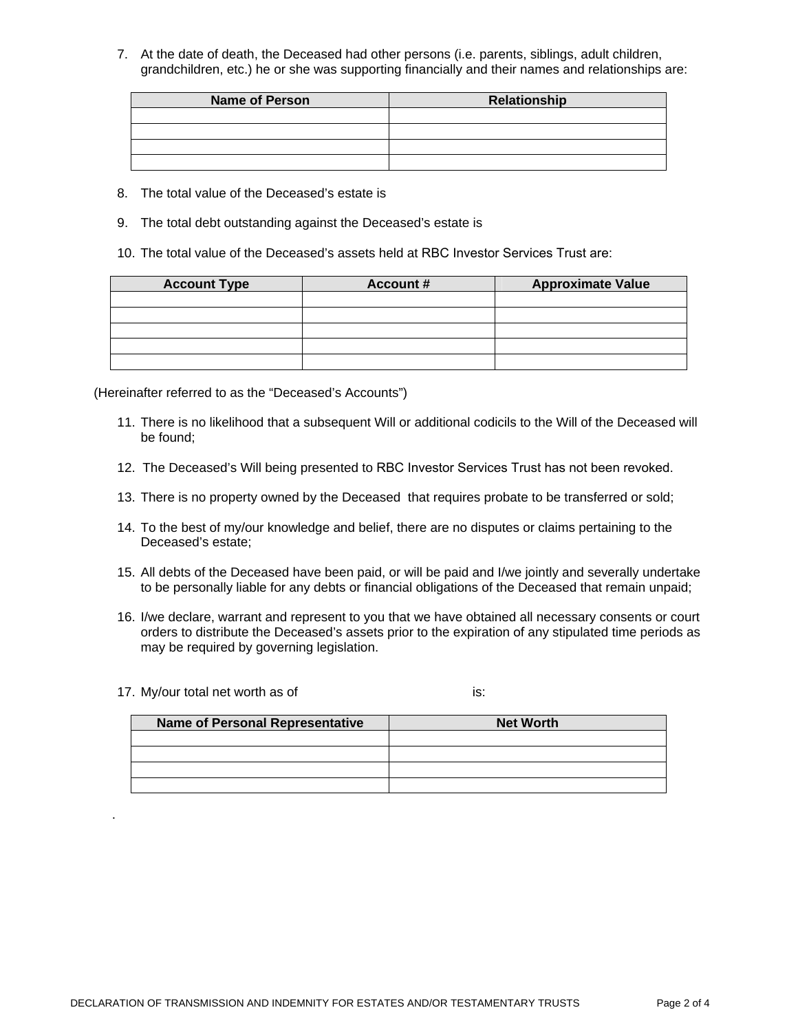7. At the date of death, the Deceased had other persons (i.e. parents, siblings, adult children, grandchildren, etc.) he or she was supporting financially and their names and relationships are:

| Name of Person | Relationship |
|---|---|
| | |
| | |
| | |
| | |

8. The total value of the Deceased's estate is

9. The total debt outstanding against the Deceased's estate is

10. The total value of the Deceased's assets held at RBC Investor Services Trust are:

| Account Type | Account # | Approximate Value |
|---|---|---|
| | | |
| | | |
| | | |
| | | |
| | | |

(Hereinafter referred to as the "Deceased's Accounts")

11. There is no likelihood that a subsequent Will or additional codicils to the Will of the Deceased will be found;

12. The Deceased's Will being presented to RBC Investor Services Trust has not been revoked.

13. There is no property owned by the Deceased that requires probate to be transferred or sold;

14. To the best of my/our knowledge and belief, there are no disputes or claims pertaining to the Deceased's estate;

15. All debts of the Deceased have been paid, or will be paid and I/we jointly and severally undertake to be personally liable for any debts or financial obligations of the Deceased that remain unpaid;

16. I/we declare, warrant and represent to you that we have obtained all necessary consents or court orders to distribute the Deceased's assets prior to the expiration of any stipulated time periods as may be required by governing legislation.

17. My/our total net worth as of                                   is:

| Name of Personal Representative | Net Worth |
|---|---|
| | |
| | |
| | |
| | |

.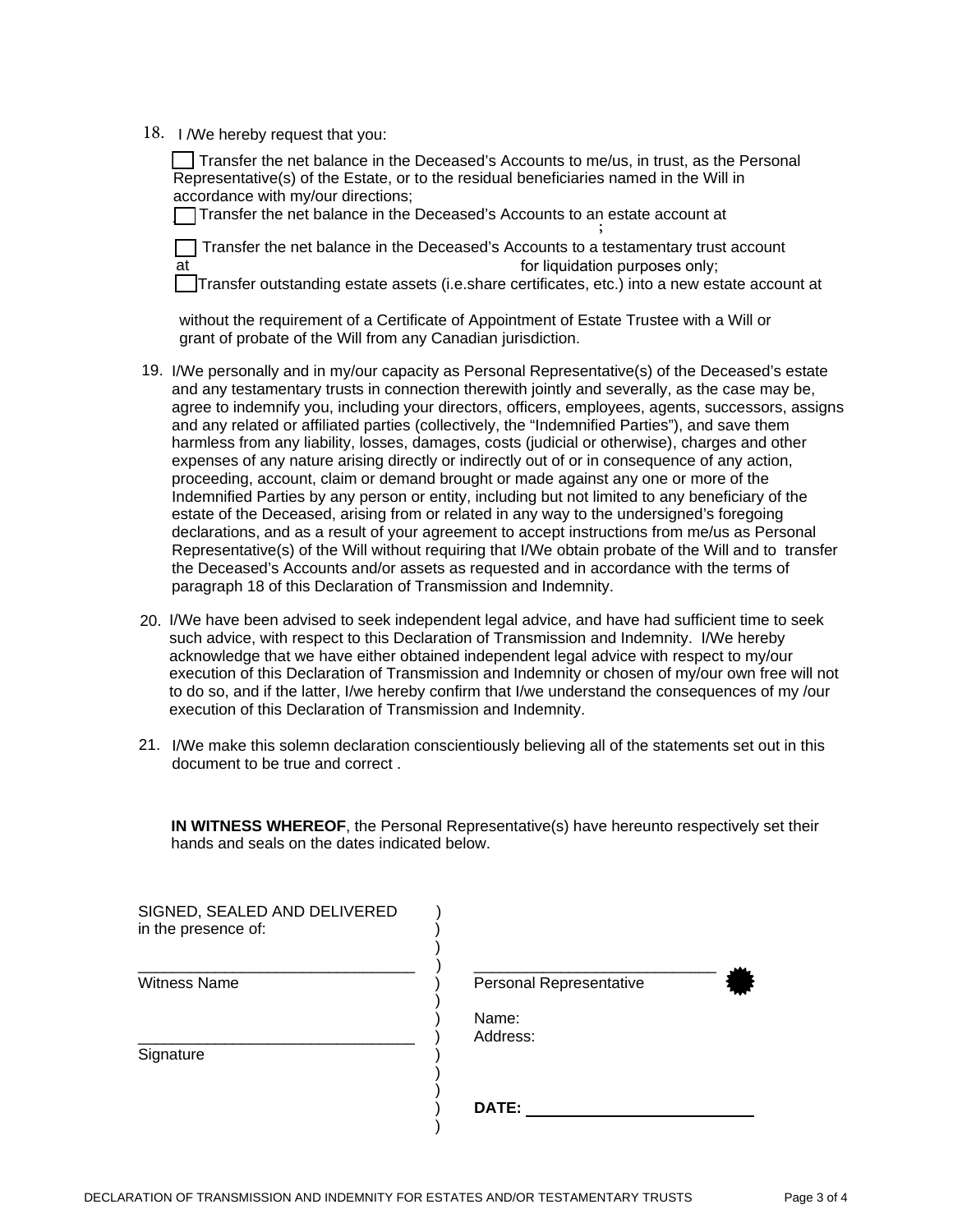18. I /We hereby request that you:

☐ Transfer the net balance in the Deceased's Accounts to me/us, in trust, as the Personal Representative(s) of the Estate, or to the residual beneficiaries named in the Will in accordance with my/our directions;

☐ Transfer the net balance in the Deceased's Accounts to an estate account at ;

☐ Transfer the net balance in the Deceased's Accounts to a testamentary trust account at for liquidation purposes only;

☐ Transfer outstanding estate assets (i.e.share certificates, etc.) into a new estate account at

without the requirement of a Certificate of Appointment of Estate Trustee with a Will or grant of probate of the Will from any Canadian jurisdiction.

19. I/We personally and in my/our capacity as Personal Representative(s) of the Deceased's estate and any testamentary trusts in connection therewith jointly and severally, as the case may be, agree to indemnify you, including your directors, officers, employees, agents, successors, assigns and any related or affiliated parties (collectively, the "Indemnified Parties"), and save them harmless from any liability, losses, damages, costs (judicial or otherwise), charges and other expenses of any nature arising directly or indirectly out of or in consequence of any action, proceeding, account, claim or demand brought or made against any one or more of the Indemnified Parties by any person or entity, including but not limited to any beneficiary of the estate of the Deceased, arising from or related in any way to the undersigned's foregoing declarations, and as a result of your agreement to accept instructions from me/us as Personal Representative(s) of the Will without requiring that I/We obtain probate of the Will and to transfer the Deceased's Accounts and/or assets as requested and in accordance with the terms of paragraph 18 of this Declaration of Transmission and Indemnity.

20. I/We have been advised to seek independent legal advice, and have had sufficient time to seek such advice, with respect to this Declaration of Transmission and Indemnity. I/We hereby acknowledge that we have either obtained independent legal advice with respect to my/our execution of this Declaration of Transmission and Indemnity or chosen of my/our own free will not to do so, and if the latter, I/we hereby confirm that I/we understand the consequences of my /our execution of this Declaration of Transmission and Indemnity.

21. I/We make this solemn declaration conscientiously believing all of the statements set out in this document to be true and correct .

**IN WITNESS WHEREOF**, the Personal Representative(s) have hereunto respectively set their hands and seals on the dates indicated below.

SIGNED, SEALED AND DELIVERED )
in the presence of: )

_______________________________ ) _____________________________
Witness Name ) Personal Representative

) Name:
_______________________________ ) Address:
Signature )

) **DATE:** _________________________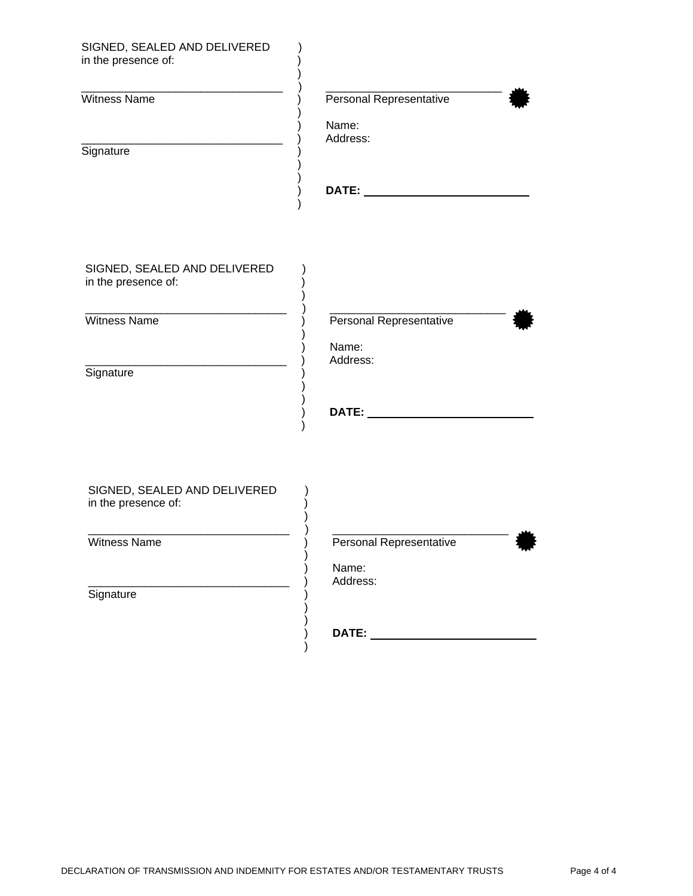SIGNED, SEALED AND DELIVERED
in the presence of:

________________________________
Witness Name

________________________________
Signature

____________________________
Personal Representative

Name:
Address:

**DATE:** ________________________

SIGNED, SEALED AND DELIVERED
in the presence of:

________________________________
Witness Name

________________________________
Signature

____________________________
Personal Representative

Name:
Address:

**DATE:** ________________________

SIGNED, SEALED AND DELIVERED
in the presence of:

________________________________
Witness Name

________________________________
Signature

____________________________
Personal Representative

Name:
Address:

**DATE:** ________________________